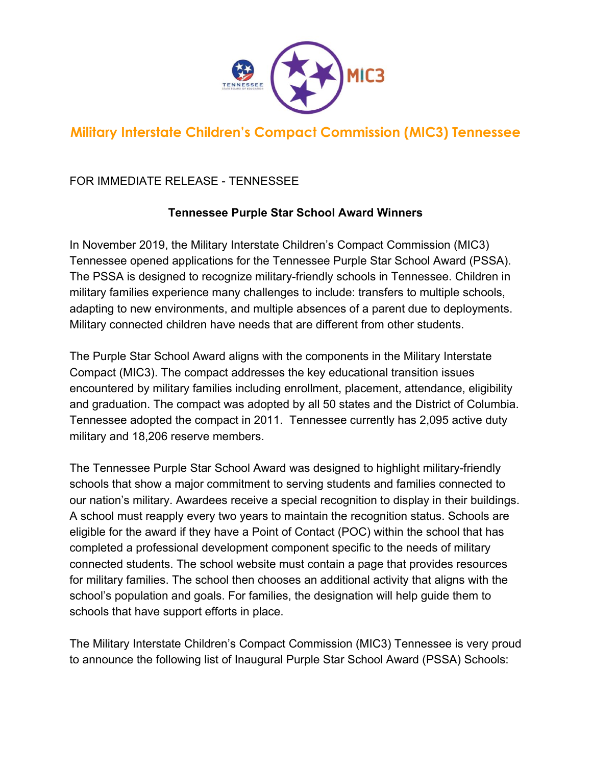# Military Interstate Children's Compact Commission (MIC3) Tennessee

FOR IMMEDIATE RELEASE - TENNESSEE

**Tennessee Purple Star School Award Winners**

In November 2019, the Military Interstate Children's Compact Commission (MIC3) Tennessee opened applications for the Tennessee Purple Star School Award (PSSA). The PSSA is designed to recognize military-friendly schools in Tennessee. Children in military families experience many challenges to include: transfers to multiple schools, adapting to new environments, and multiple absences of a parent due to deployments. Military connected children have needs that are different from other students.

The Purple Star School Award aligns with the components in the Military Interstate Compact (MIC3). The compact addresses the key educational transition issues encountered by military families including enrollment, placement, attendance, eligibility and graduation. The compact was adopted by all 50 states and the District of Columbia. Tennessee adopted the compact in 2011. Tennessee currently has 2,095 active duty military and 18,206 reserve members.

The Tennessee Purple Star School Award was designed to highlight military-friendly schools that show a major commitment to serving students and families connected to our nation's military. Awardees receive a special recognition to display in their buildings. A school must reapply every two years to maintain the recognition status. Schools are eligible for the award if they have a Point of Contact (POC) within the school that has completed a professional development component specific to the needs of military connected students. The school website must contain a page that provides resources for military families. The school then chooses an additional activity that aligns with the school's population and goals. For families, the designation will help guide them to schools that have support efforts in place.

The Military Interstate Children's Compact Commission (MIC3) Tennessee is very proud to announce the following list of Inaugural Purple Star School Award (PSSA) Schools: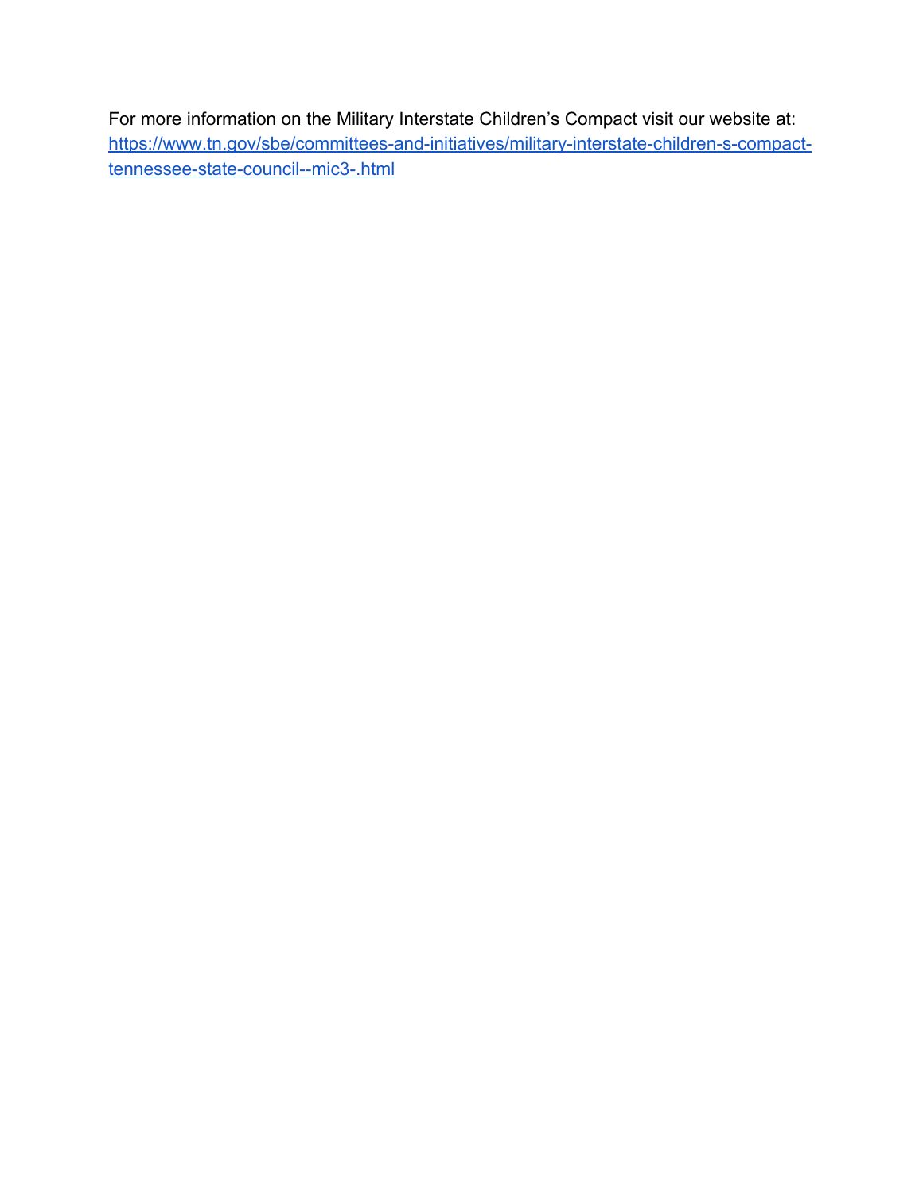For more information on the Military Interstate Children's Compact visit our website at: [https://www.tn.gov/sbe/committees-and-initiatives/military-interstate-children-s-compact-tennessee-state-council--mic3-.html](https://www.tn.gov/sbe/committees-and-initiatives/military-interstate-children-s-compact-tennessee-state-council--mic3-.html)